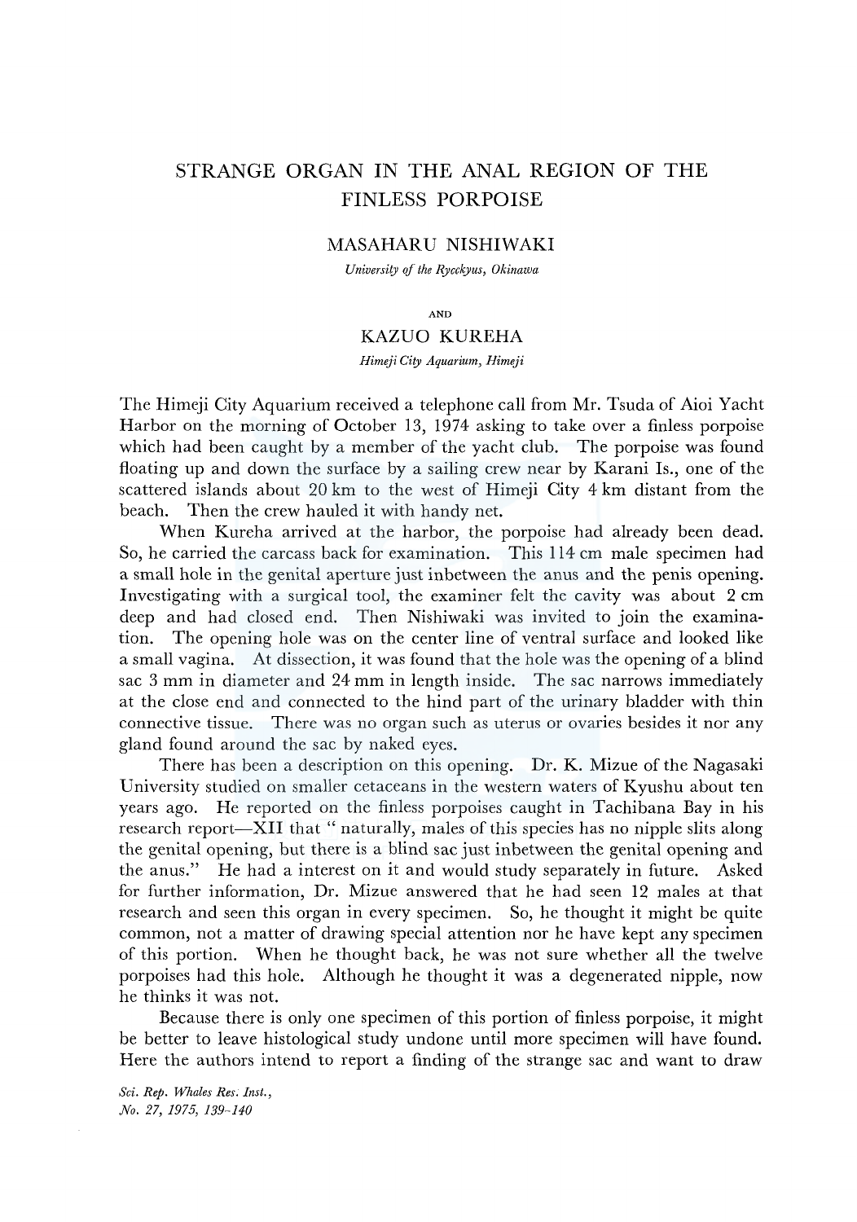# STRANGE ORGAN IN THE ANAL REGION OF THE FINLESS PORPOISE

MASAHARU NISHIWAKI

*University of the Rycckyus, Okinawa*

AND

KAZUO KUREHA

*Himeji City Aquarium, Himeji*

The Himeji City Aquarium received a telephone call from Mr. Tsuda of Aioi Yacht Harbor on the morning of October 13, 1974 asking to take over a finless porpoise which had been caught by a member of the yacht club. The porpoise was found floating up and down the surface by a sailing crew near by Karani Is., one of the scattered islands about 20 km to the west of Himeji City 4 km distant from the beach. Then the crew hauled it with handy net.

When Kureha arrived at the harbor, the porpoise had already been dead. So, he carried the carcass back for examination. This 114 cm male specimen had a small hole in the genital aperture just inbetween the anus and the penis opening. Investigating with a surgical tool, the examiner felt the cavity was about 2 cm deep and had closed end. Then Nishiwaki was invited to join the examination. The opening hole was on the center line of ventral surface and looked like a small vagina. At dissection, it was found that the hole was the opening of a blind sac 3 mm in diameter and 24 mm in length inside. The sac narrows immediately at the close end and connected to the hind part of the urinary bladder with thin connective tissue. There was no organ such as uterus or ovaries besides it nor any gland found around the sac by naked eyes.

There has been a description on this opening. Dr. K. Mizue of the Nagasaki University studied on smaller cetaceans in the western waters of Kyushu about ten years ago. He reported on the finless porpoises caught in Tachibana Bay in his research report—XII that " naturally, males of this species has no nipple slits along the genital opening, but there is a blind sac just inbetween the genital opening and the anus." He had a interest on it and would study separately in future. Asked for further information, Dr. Mizue answered that he had seen 12 males at that research and seen this organ in every specimen. So, he thought it might be quite common, not a matter of drawing special attention nor he have kept any specimen of this portion. When he thought back, he was not sure whether all the twelve porpoises had this hole. Although he thought it was a degenerated nipple, now he thinks it was not.

Because there is only one specimen of this portion of finless porpoise, it might be better to leave histological study undone until more specimen will have found. Here the authors intend to report a finding of the strange sac and want to draw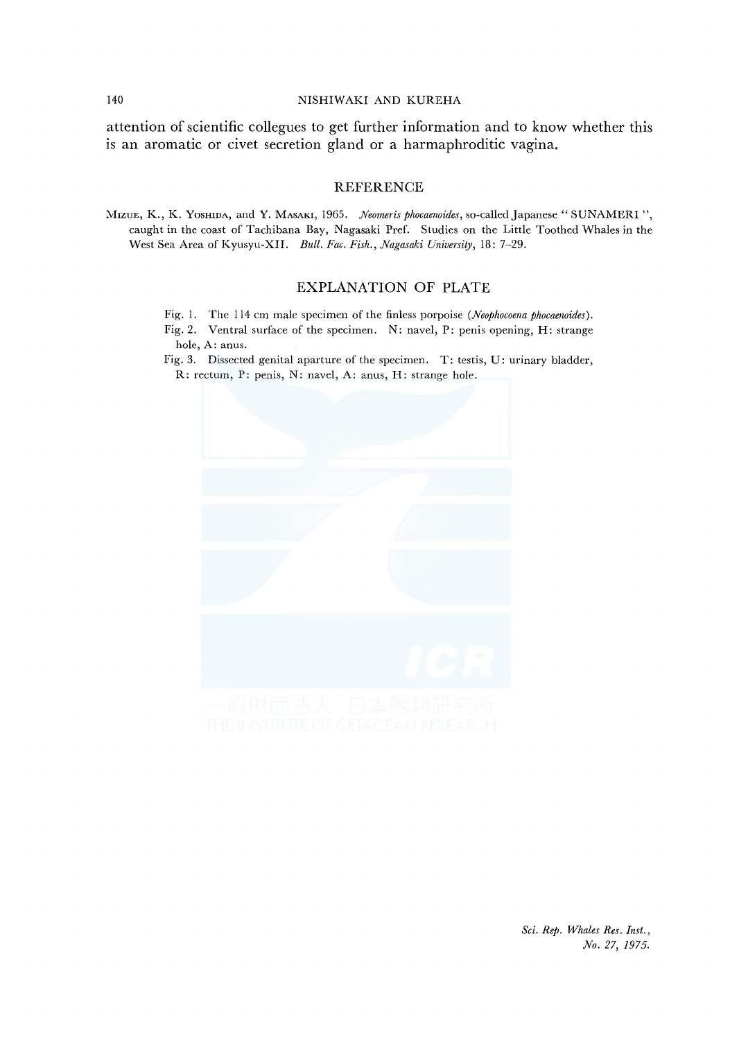attention of scientific collegues to get further information and to know whether this is an aromatic or civet secretion gland or a harmaphroditic vagina.

## REFERENCE

MIZUE, K., K. YOSHIDA, and Y. MASAKI, 1965. *Neomeris phocaenoides*, so-called Japanese "SUNAMERI", caught in the coast of Tachibana Bay, Nagasaki Pref. Studies on the Little Toothed Whales in the West Sea Area of Kyusyu-XII. *Bull. Fac. Fish., Nagasaki University*, 18: 7–29.

## EXPLANATION OF PLATE

Fig. 1. The 114 cm male specimen of the finless porpoise (*Neophocoena phocaenoides*).

Fig. 2. Ventral surface of the specimen. N: navel, P: penis opening, H: strange hole, A: anus.

Fig. 3. Dissected genital aparture of the specimen. T: testis, U: urinary bladder, R: rectum, P: penis, N: navel, A: anus, H: strange hole.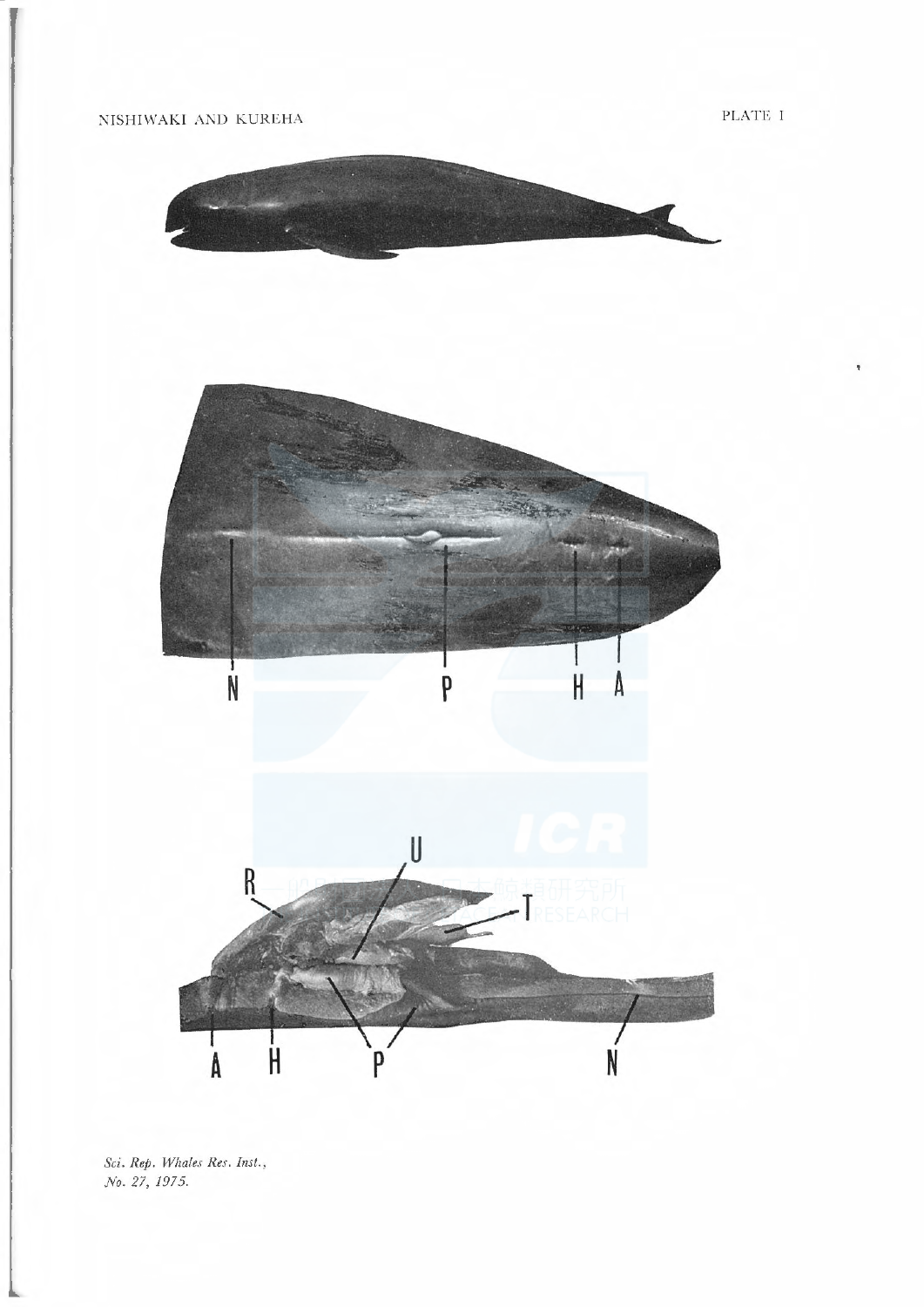PLATE I